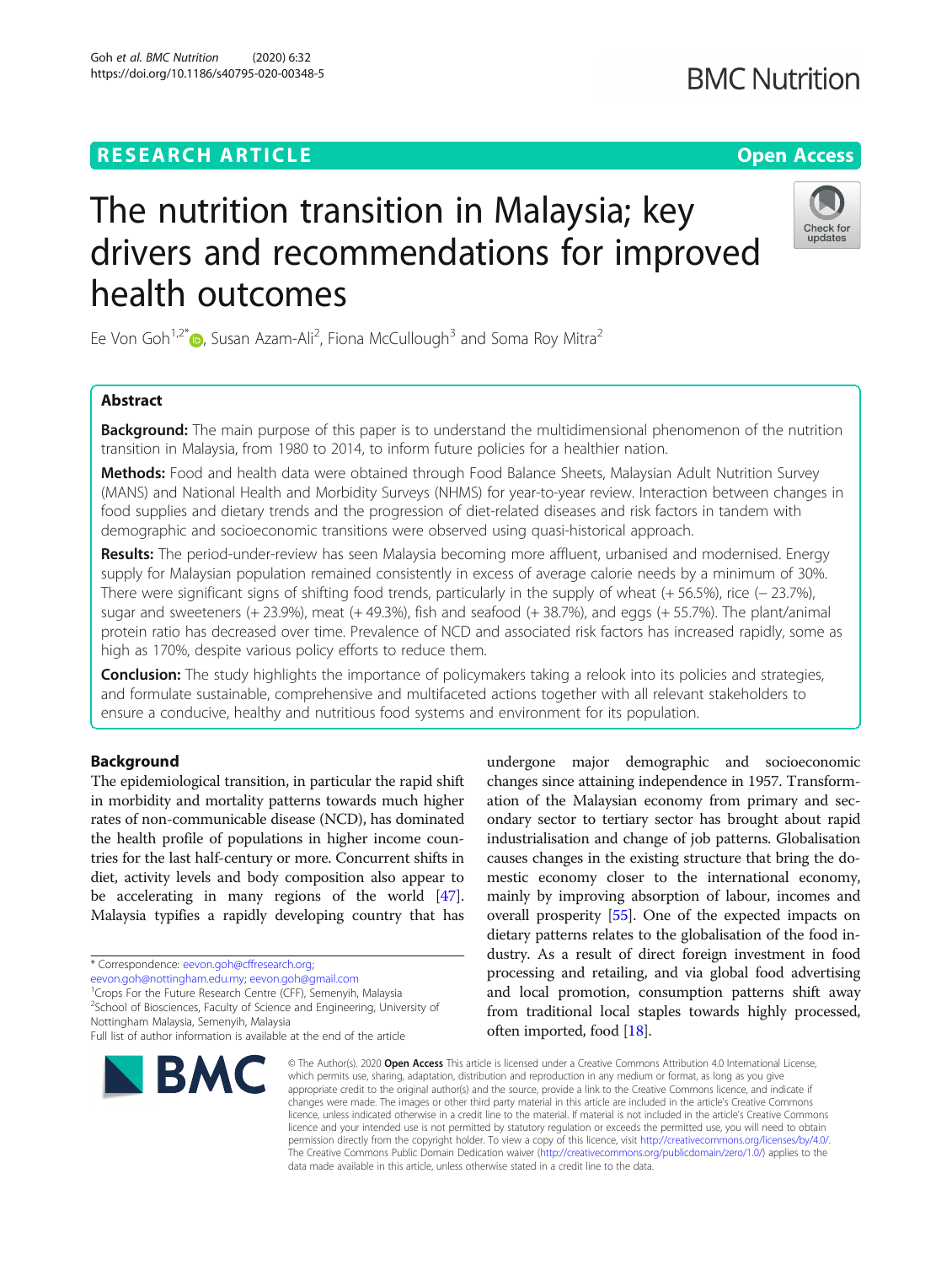RESEARCH ARTICLE

Open Access

# The nutrition transition in Malaysia; key drivers and recommendations for improved health outcomes

Ee Von Goh[1,2*], Susan Azam-Ali[2], Fiona McCullough[3] and Soma Roy Mitra[2]

## Abstract

**Background:** The main purpose of this paper is to understand the multidimensional phenomenon of the nutrition transition in Malaysia, from 1980 to 2014, to inform future policies for a healthier nation.

**Methods:** Food and health data were obtained through Food Balance Sheets, Malaysian Adult Nutrition Survey (MANS) and National Health and Morbidity Surveys (NHMS) for year-to-year review. Interaction between changes in food supplies and dietary trends and the progression of diet-related diseases and risk factors in tandem with demographic and socioeconomic transitions were observed using quasi-historical approach.

**Results:** The period-under-review has seen Malaysia becoming more affluent, urbanised and modernised. Energy supply for Malaysian population remained consistently in excess of average calorie needs by a minimum of 30%. There were significant signs of shifting food trends, particularly in the supply of wheat (+ 56.5%), rice (− 23.7%), sugar and sweeteners (+ 23.9%), meat (+ 49.3%), fish and seafood (+ 38.7%), and eggs (+ 55.7%). The plant/animal protein ratio has decreased over time. Prevalence of NCD and associated risk factors has increased rapidly, some as high as 170%, despite various policy efforts to reduce them.

**Conclusion:** The study highlights the importance of policymakers taking a relook into its policies and strategies, and formulate sustainable, comprehensive and multifaceted actions together with all relevant stakeholders to ensure a conducive, healthy and nutritious food systems and environment for its population.

## Background

The epidemiological transition, in particular the rapid shift in morbidity and mortality patterns towards much higher rates of non-communicable disease (NCD), has dominated the health profile of populations in higher income countries for the last half-century or more. Concurrent shifts in diet, activity levels and body composition also appear to be accelerating in many regions of the world [47]. Malaysia typifies a rapidly developing country that has undergone major demographic and socioeconomic changes since attaining independence in 1957. Transformation of the Malaysian economy from primary and secondary sector to tertiary sector has brought about rapid industrialisation and change of job patterns. Globalisation causes changes in the existing structure that bring the domestic economy closer to the international economy, mainly by improving absorption of labour, incomes and overall prosperity [55]. One of the expected impacts on dietary patterns relates to the globalisation of the food industry. As a result of direct foreign investment in food processing and retailing, and via global food advertising and local promotion, consumption patterns shift away from traditional local staples towards highly processed, often imported, food [18].

\* Correspondence: eevon.goh@cffresearch.org; eevon.goh@nottingham.edu.my; eevon.goh@gmail.com
[1]Crops For the Future Research Centre (CFF), Semenyih, Malaysia
[2]School of Biosciences, Faculty of Science and Engineering, University of Nottingham Malaysia, Semenyih, Malaysia
Full list of author information is available at the end of the article

© The Author(s). 2020 **Open Access** This article is licensed under a Creative Commons Attribution 4.0 International License, which permits use, sharing, adaptation, distribution and reproduction in any medium or format, as long as you give appropriate credit to the original author(s) and the source, provide a link to the Creative Commons licence, and indicate if changes were made. The images or other third party material in this article are included in the article's Creative Commons licence, unless indicated otherwise in a credit line to the material. If material is not included in the article's Creative Commons licence and your intended use is not permitted by statutory regulation or exceeds the permitted use, you will need to obtain permission directly from the copyright holder. To view a copy of this licence, visit http://creativecommons.org/licenses/by/4.0/. The Creative Commons Public Domain Dedication waiver (http://creativecommons.org/publicdomain/zero/1.0/) applies to the data made available in this article, unless otherwise stated in a credit line to the data.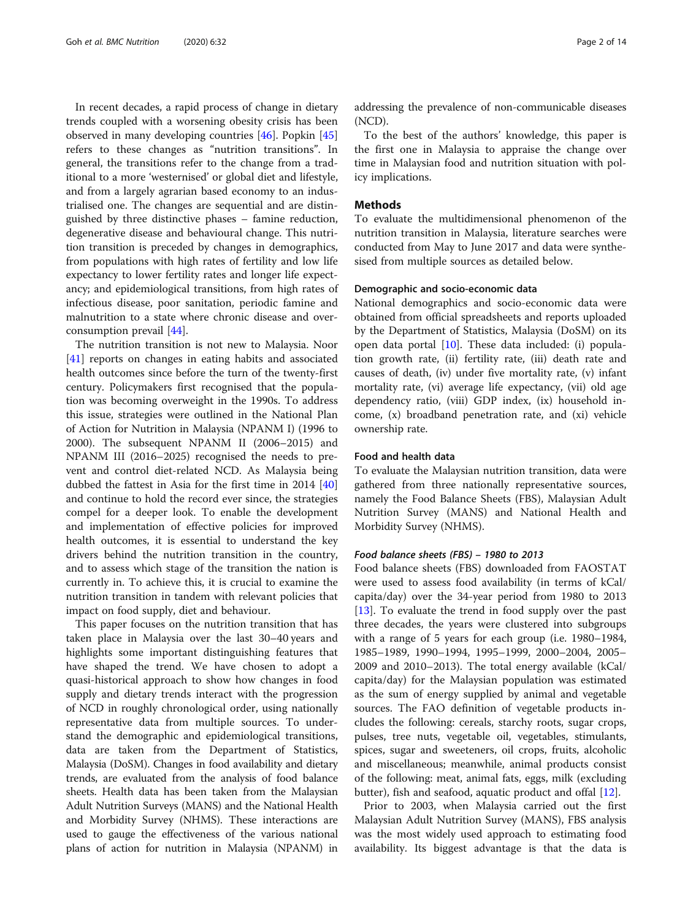In recent decades, a rapid process of change in dietary trends coupled with a worsening obesity crisis has been observed in many developing countries [46]. Popkin [45] refers to these changes as "nutrition transitions". In general, the transitions refer to the change from a traditional to a more 'westernised' or global diet and lifestyle, and from a largely agrarian based economy to an industrialised one. The changes are sequential and are distinguished by three distinctive phases – famine reduction, degenerative disease and behavioural change. This nutrition transition is preceded by changes in demographics, from populations with high rates of fertility and low life expectancy to lower fertility rates and longer life expectancy; and epidemiological transitions, from high rates of infectious disease, poor sanitation, periodic famine and malnutrition to a state where chronic disease and overconsumption prevail [44].

The nutrition transition is not new to Malaysia. Noor [41] reports on changes in eating habits and associated health outcomes since before the turn of the twenty-first century. Policymakers first recognised that the population was becoming overweight in the 1990s. To address this issue, strategies were outlined in the National Plan of Action for Nutrition in Malaysia (NPANM I) (1996 to 2000). The subsequent NPANM II (2006–2015) and NPANM III (2016–2025) recognised the needs to prevent and control diet-related NCD. As Malaysia being dubbed the fattest in Asia for the first time in 2014 [40] and continue to hold the record ever since, the strategies compel for a deeper look. To enable the development and implementation of effective policies for improved health outcomes, it is essential to understand the key drivers behind the nutrition transition in the country, and to assess which stage of the transition the nation is currently in. To achieve this, it is crucial to examine the nutrition transition in tandem with relevant policies that impact on food supply, diet and behaviour.

This paper focuses on the nutrition transition that has taken place in Malaysia over the last 30–40 years and highlights some important distinguishing features that have shaped the trend. We have chosen to adopt a quasi-historical approach to show how changes in food supply and dietary trends interact with the progression of NCD in roughly chronological order, using nationally representative data from multiple sources. To understand the demographic and epidemiological transitions, data are taken from the Department of Statistics, Malaysia (DoSM). Changes in food availability and dietary trends, are evaluated from the analysis of food balance sheets. Health data has been taken from the Malaysian Adult Nutrition Surveys (MANS) and the National Health and Morbidity Survey (NHMS). These interactions are used to gauge the effectiveness of the various national plans of action for nutrition in Malaysia (NPANM) in addressing the prevalence of non-communicable diseases (NCD).

To the best of the authors' knowledge, this paper is the first one in Malaysia to appraise the change over time in Malaysian food and nutrition situation with policy implications.

## Methods

To evaluate the multidimensional phenomenon of the nutrition transition in Malaysia, literature searches were conducted from May to June 2017 and data were synthesised from multiple sources as detailed below.

### Demographic and socio-economic data

National demographics and socio-economic data were obtained from official spreadsheets and reports uploaded by the Department of Statistics, Malaysia (DoSM) on its open data portal [10]. These data included: (i) population growth rate, (ii) fertility rate, (iii) death rate and causes of death, (iv) under five mortality rate, (v) infant mortality rate, (vi) average life expectancy, (vii) old age dependency ratio, (viii) GDP index, (ix) household income, (x) broadband penetration rate, and (xi) vehicle ownership rate.

### Food and health data

To evaluate the Malaysian nutrition transition, data were gathered from three nationally representative sources, namely the Food Balance Sheets (FBS), Malaysian Adult Nutrition Survey (MANS) and National Health and Morbidity Survey (NHMS).

#### *Food balance sheets (FBS) – 1980 to 2013*

Food balance sheets (FBS) downloaded from FAOSTAT were used to assess food availability (in terms of kCal/capita/day) over the 34-year period from 1980 to 2013 [13]. To evaluate the trend in food supply over the past three decades, the years were clustered into subgroups with a range of 5 years for each group (i.e. 1980–1984, 1985–1989, 1990–1994, 1995–1999, 2000–2004, 2005–2009 and 2010–2013). The total energy available (kCal/capita/day) for the Malaysian population was estimated as the sum of energy supplied by animal and vegetable sources. The FAO definition of vegetable products includes the following: cereals, starchy roots, sugar crops, pulses, tree nuts, vegetable oil, vegetables, stimulants, spices, sugar and sweeteners, oil crops, fruits, alcoholic and miscellaneous; meanwhile, animal products consist of the following: meat, animal fats, eggs, milk (excluding butter), fish and seafood, aquatic product and offal [12].

Prior to 2003, when Malaysia carried out the first Malaysian Adult Nutrition Survey (MANS), FBS analysis was the most widely used approach to estimating food availability. Its biggest advantage is that the data is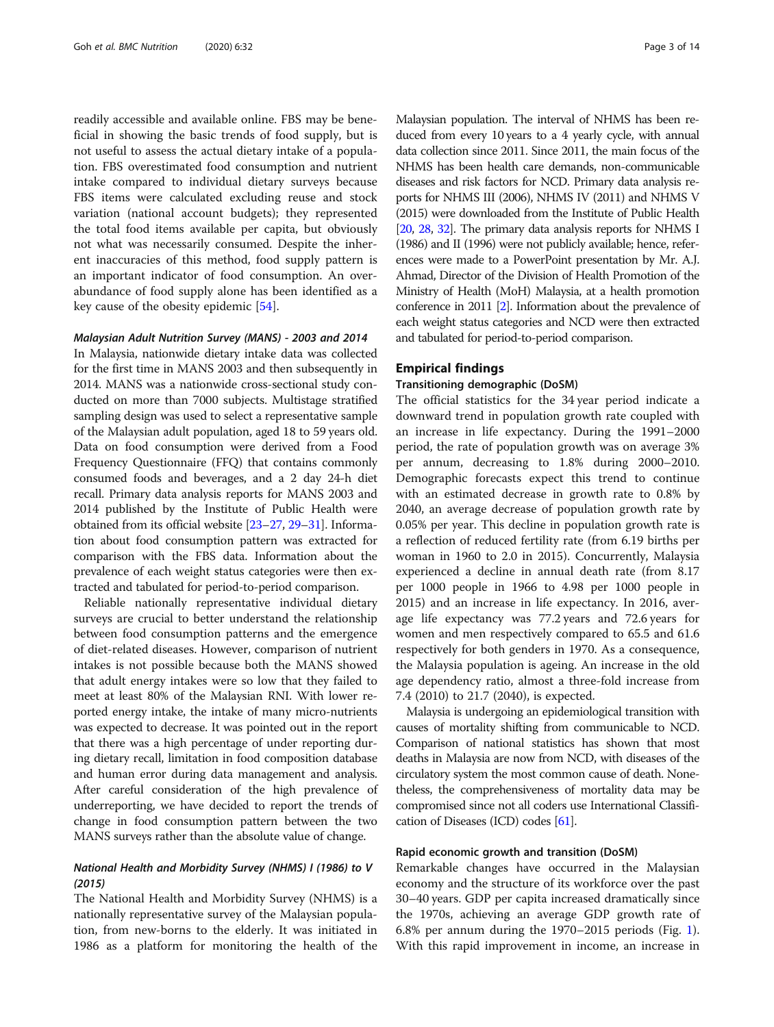readily accessible and available online. FBS may be beneficial in showing the basic trends of food supply, but is not useful to assess the actual dietary intake of a population. FBS overestimated food consumption and nutrient intake compared to individual dietary surveys because FBS items were calculated excluding reuse and stock variation (national account budgets); they represented the total food items available per capita, but obviously not what was necessarily consumed. Despite the inherent inaccuracies of this method, food supply pattern is an important indicator of food consumption. An overabundance of food supply alone has been identified as a key cause of the obesity epidemic [54].

#### *Malaysian Adult Nutrition Survey (MANS) - 2003 and 2014*

In Malaysia, nationwide dietary intake data was collected for the first time in MANS 2003 and then subsequently in 2014. MANS was a nationwide cross-sectional study conducted on more than 7000 subjects. Multistage stratified sampling design was used to select a representative sample of the Malaysian adult population, aged 18 to 59 years old. Data on food consumption were derived from a Food Frequency Questionnaire (FFQ) that contains commonly consumed foods and beverages, and a 2 day 24-h diet recall. Primary data analysis reports for MANS 2003 and 2014 published by the Institute of Public Health were obtained from its official website [23–27, 29–31]. Information about food consumption pattern was extracted for comparison with the FBS data. Information about the prevalence of each weight status categories were then extracted and tabulated for period-to-period comparison.

Reliable nationally representative individual dietary surveys are crucial to better understand the relationship between food consumption patterns and the emergence of diet-related diseases. However, comparison of nutrient intakes is not possible because both the MANS showed that adult energy intakes were so low that they failed to meet at least 80% of the Malaysian RNI. With lower reported energy intake, the intake of many micro-nutrients was expected to decrease. It was pointed out in the report that there was a high percentage of under reporting during dietary recall, limitation in food composition database and human error during data management and analysis. After careful consideration of the high prevalence of underreporting, we have decided to report the trends of change in food consumption pattern between the two MANS surveys rather than the absolute value of change.

#### *National Health and Morbidity Survey (NHMS) I (1986) to V (2015)*

The National Health and Morbidity Survey (NHMS) is a nationally representative survey of the Malaysian population, from new-borns to the elderly. It was initiated in 1986 as a platform for monitoring the health of the Malaysian population. The interval of NHMS has been reduced from every 10 years to a 4 yearly cycle, with annual data collection since 2011. Since 2011, the main focus of the NHMS has been health care demands, non-communicable diseases and risk factors for NCD. Primary data analysis reports for NHMS III (2006), NHMS IV (2011) and NHMS V (2015) were downloaded from the Institute of Public Health [20, 28, 32]. The primary data analysis reports for NHMS I (1986) and II (1996) were not publicly available; hence, references were made to a PowerPoint presentation by Mr. A.J. Ahmad, Director of the Division of Health Promotion of the Ministry of Health (MoH) Malaysia, at a health promotion conference in 2011 [2]. Information about the prevalence of each weight status categories and NCD were then extracted and tabulated for period-to-period comparison.

## Empirical findings

### Transitioning demographic (DoSM)

The official statistics for the 34 year period indicate a downward trend in population growth rate coupled with an increase in life expectancy. During the 1991–2000 period, the rate of population growth was on average 3% per annum, decreasing to 1.8% during 2000–2010. Demographic forecasts expect this trend to continue with an estimated decrease in growth rate to 0.8% by 2040, an average decrease of population growth rate by 0.05% per year. This decline in population growth rate is a reflection of reduced fertility rate (from 6.19 births per woman in 1960 to 2.0 in 2015). Concurrently, Malaysia experienced a decline in annual death rate (from 8.17 per 1000 people in 1966 to 4.98 per 1000 people in 2015) and an increase in life expectancy. In 2016, average life expectancy was 77.2 years and 72.6 years for women and men respectively compared to 65.5 and 61.6 respectively for both genders in 1970. As a consequence, the Malaysia population is ageing. An increase in the old age dependency ratio, almost a three-fold increase from 7.4 (2010) to 21.7 (2040), is expected.

Malaysia is undergoing an epidemiological transition with causes of mortality shifting from communicable to NCD. Comparison of national statistics has shown that most deaths in Malaysia are now from NCD, with diseases of the circulatory system the most common cause of death. Nonetheless, the comprehensiveness of mortality data may be compromised since not all coders use International Classification of Diseases (ICD) codes [61].

### Rapid economic growth and transition (DoSM)

Remarkable changes have occurred in the Malaysian economy and the structure of its workforce over the past 30–40 years. GDP per capita increased dramatically since the 1970s, achieving an average GDP growth rate of 6.8% per annum during the 1970–2015 periods (Fig. 1). With this rapid improvement in income, an increase in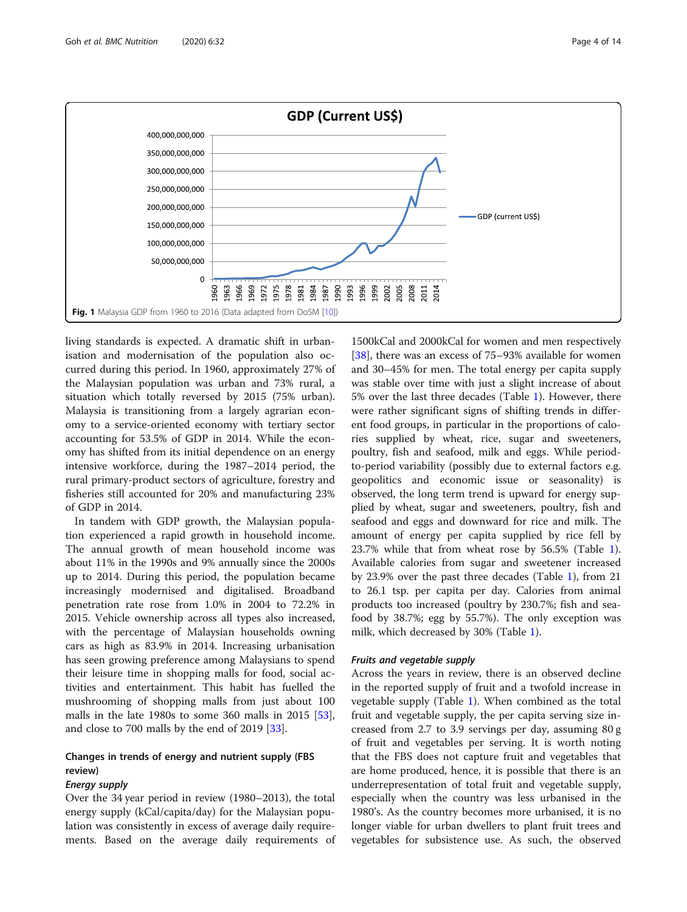Fig. 1 Malaysia GDP from 1960 to 2016 (Data adapted from DoSM [10])

living standards is expected. A dramatic shift in urbanisation and modernisation of the population also occurred during this period. In 1960, approximately 27% of the Malaysian population was urban and 73% rural, a situation which totally reversed by 2015 (75% urban). Malaysia is transitioning from a largely agrarian economy to a service-oriented economy with tertiary sector accounting for 53.5% of GDP in 2014. While the economy has shifted from its initial dependence on an energy intensive workforce, during the 1987–2014 period, the rural primary-product sectors of agriculture, forestry and fisheries still accounted for 20% and manufacturing 23% of GDP in 2014.

In tandem with GDP growth, the Malaysian population experienced a rapid growth in household income. The annual growth of mean household income was about 11% in the 1990s and 9% annually since the 2000s up to 2014. During this period, the population became increasingly modernised and digitalised. Broadband penetration rate rose from 1.0% in 2004 to 72.2% in 2015. Vehicle ownership across all types also increased, with the percentage of Malaysian households owning cars as high as 83.9% in 2014. Increasing urbanisation has seen growing preference among Malaysians to spend their leisure time in shopping malls for food, social activities and entertainment. This habit has fuelled the mushrooming of shopping malls from just about 100 malls in the late 1980s to some 360 malls in 2015 [53], and close to 700 malls by the end of 2019 [33].

## Changes in trends of energy and nutrient supply (FBS review)

### *Energy supply*

Over the 34 year period in review (1980–2013), the total energy supply (kCal/capita/day) for the Malaysian population was consistently in excess of average daily requirements. Based on the average daily requirements of 1500kCal and 2000kCal for women and men respectively [38], there was an excess of 75–93% available for women and 30–45% for men. The total energy per capita supply was stable over time with just a slight increase of about 5% over the last three decades (Table 1). However, there were rather significant signs of shifting trends in different food groups, in particular in the proportions of calories supplied by wheat, rice, sugar and sweeteners, poultry, fish and seafood, milk and eggs. While period-to-period variability (possibly due to external factors e.g. geopolitics and economic issue or seasonality) is observed, the long term trend is upward for energy supplied by wheat, sugar and sweeteners, poultry, fish and seafood and eggs and downward for rice and milk. The amount of energy per capita supplied by rice fell by 23.7% while that from wheat rose by 56.5% (Table 1). Available calories from sugar and sweetener increased by 23.9% over the past three decades (Table 1), from 21 to 26.1 tsp. per capita per day. Calories from animal products too increased (poultry by 230.7%; fish and seafood by 38.7%; egg by 55.7%). The only exception was milk, which decreased by 30% (Table 1).

### *Fruits and vegetable supply*

Across the years in review, there is an observed decline in the reported supply of fruit and a twofold increase in vegetable supply (Table 1). When combined as the total fruit and vegetable supply, the per capita serving size increased from 2.7 to 3.9 servings per day, assuming 80 g of fruit and vegetables per serving. It is worth noting that the FBS does not capture fruit and vegetables that are home produced, hence, it is possible that there is an underrepresentation of total fruit and vegetable supply, especially when the country was less urbanised in the 1980's. As the country becomes more urbanised, it is no longer viable for urban dwellers to plant fruit trees and vegetables for subsistence use. As such, the observed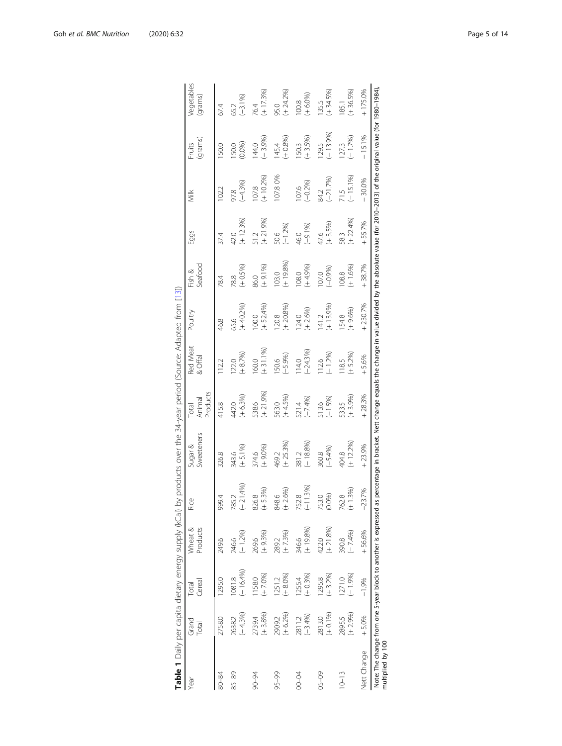**Table 1** Daily per capita dietary energy supply (kCal) by products over the 34-year period (Source: Adapted from [13])

| Year | Grand Total | Total Cereal | Wheat & Products | Rice | Sugar & Sweeteners | Total Animal Products | Red Meat & Offal | Poultry | Fish & Seafood | Eggs | Milk | Fruits (grams) | Vegetables (grams) |
|---|---|---|---|---|---|---|---|---|---|---|---|---|---|
| 80–84 | 2758.0 | 1295.0 | 249.6 | 999.4 | 326.8 | 415.8 | 112.2 | 46.8 | 78.4 | 37.4 | 102.2 | 150.0 | 67.4 |
| 85–89 | 2638.2 (−4.3%) | 1081.8 (−16.4%) | 246.6 (−1.2%) | 785.2 (−21.4%) | 343.6 (+5.1%) | 442.0 (+6.3%) | 122.0 (+8.7%) | 65.6 (+40.2%) | 78.8 (+0.5%) | 42.0 (+12.3%) | 97.8 (−4.3%) | 150.0 (0.0%) | 65.2 (−3.1%) |
| 90–94 | 2739.4 (+3.8%) | 1158.0 (+7.0%) | 269.6 (+9.3%) | 826.8 (+5.3%) | 374.6 (+9.0%) | 538.6 (+21.9%) | 160.0 (+31.1%) | 100.0 (+52.4%) | 86.0 (+9.1%) | 51.2 (+21.9%) | 107.8 (+10.2%) | 144.0 (−3.9%) | 76.4 (+17.3%) |
| 95–99 | 2909.2 (+6.2%) | 1251.2 (+8.0%) | 289.2 (+7.3%) | 848.6 (+2.6%) | 469.2 (+25.3%) | 563.0 (+4.5%) | 150.6 (−5.9%) | 120.8 (+20.8%) | 103.0 (+19.8%) | 50.6 (−1.2%) | 107.8 0% | 145.4 (+0.8%) | 95.0 (+24.2%) |
| 00–04 | 2811.2 (−3.4%) | 1255.4 (+0.3%) | 346.6 (+19.8%) | 752.8 (−11.3%) | 381.2 (−18.8%) | 521.4 (−7.4%) | 114.0 (−24.3%) | 124.0 (+2.6%) | 108.0 (+4.9%) | 46.0 (−9.1%) | 107.6 (−0.2%) | 150.3 (+3.5%) | 100.8 (+6.0%) |
| 05–09 | 2813.0 (+0.1%) | 1295.8 (+3.2%) | 422.0 (+21.8%) | 753.0 (0.0%) | 360.8 (−5.4%) | 513.6 (−1.5%) | 112.6 (−1.2%) | 141.2 (+13.9%) | 107.0 (−0.9%) | 47.6 (+3.5%) | 84.2 (−21.7%) | 129.5 (−13.9%) | 135.5 (+34.5%) |
| 10–13 | 2895.5 (+2.9%) | 1271.0 (−1.9%) | 390.8 (−7.4%) | 762.8 (+1.3%) | 404.8 (+12.2%) | 533.5 (+3.9%) | 118.5 (+5.2%) | 154.8 (+9.6%) | 108.8 (+1.6%) | 58.3 (+22.4%) | 71.5 (−15.1%) | 127.3 (−1.7%) | 185.1 (+36.5%) |
| Nett Change | +5.0% | −1.9% | +56.6% | −23.7% | +23.9% | +28.3% | +5.6% | +230.7% | +38.7% | +55.7% | −30.0% | −15.1% | +175.0% |

Note: The change from one 5-year block to another is expressed as percentage in bracket. Nett change equals the change in value divided by the absolute value (for 2010–2013) of the original value (for 1980–1984), multiplied by 100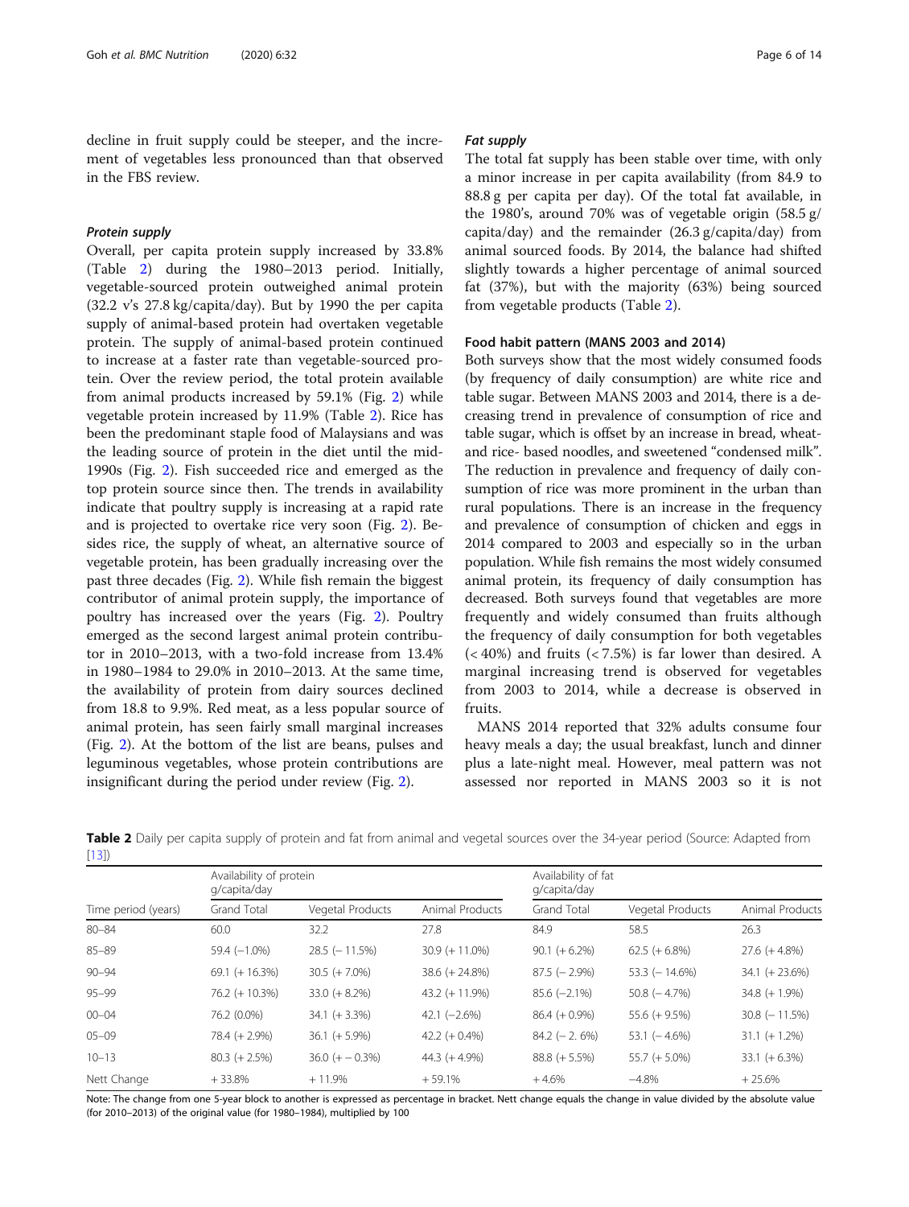decline in fruit supply could be steeper, and the increment of vegetables less pronounced than that observed in the FBS review.

#### *Protein supply*

Overall, per capita protein supply increased by 33.8% (Table 2) during the 1980–2013 period. Initially, vegetable-sourced protein outweighed animal protein (32.2 v's 27.8 kg/capita/day). But by 1990 the per capita supply of animal-based protein had overtaken vegetable protein. The supply of animal-based protein continued to increase at a faster rate than vegetable-sourced protein. Over the review period, the total protein available from animal products increased by 59.1% (Fig. 2) while vegetable protein increased by 11.9% (Table 2). Rice has been the predominant staple food of Malaysians and was the leading source of protein in the diet until the mid-1990s (Fig. 2). Fish succeeded rice and emerged as the top protein source since then. The trends in availability indicate that poultry supply is increasing at a rapid rate and is projected to overtake rice very soon (Fig. 2). Besides rice, the supply of wheat, an alternative source of vegetable protein, has been gradually increasing over the past three decades (Fig. 2). While fish remain the biggest contributor of animal protein supply, the importance of poultry has increased over the years (Fig. 2). Poultry emerged as the second largest animal protein contributor in 2010–2013, with a two-fold increase from 13.4% in 1980–1984 to 29.0% in 2010–2013. At the same time, the availability of protein from dairy sources declined from 18.8 to 9.9%. Red meat, as a less popular source of animal protein, has seen fairly small marginal increases (Fig. 2). At the bottom of the list are beans, pulses and leguminous vegetables, whose protein contributions are insignificant during the period under review (Fig. 2).

#### *Fat supply*

The total fat supply has been stable over time, with only a minor increase in per capita availability (from 84.9 to 88.8 g per capita per day). Of the total fat available, in the 1980's, around 70% was of vegetable origin (58.5 g/capita/day) and the remainder (26.3 g/capita/day) from animal sourced foods. By 2014, the balance had shifted slightly towards a higher percentage of animal sourced fat (37%), but with the majority (63%) being sourced from vegetable products (Table 2).

### Food habit pattern (MANS 2003 and 2014)

Both surveys show that the most widely consumed foods (by frequency of daily consumption) are white rice and table sugar. Between MANS 2003 and 2014, there is a decreasing trend in prevalence of consumption of rice and table sugar, which is offset by an increase in bread, wheat- and rice- based noodles, and sweetened "condensed milk". The reduction in prevalence and frequency of daily consumption of rice was more prominent in the urban than rural populations. There is an increase in the frequency and prevalence of consumption of chicken and eggs in 2014 compared to 2003 and especially so in the urban population. While fish remains the most widely consumed animal protein, its frequency of daily consumption has decreased. Both surveys found that vegetables are more frequently and widely consumed than fruits although the frequency of daily consumption for both vegetables (< 40%) and fruits (< 7.5%) is far lower than desired. A marginal increasing trend is observed for vegetables from 2003 to 2014, while a decrease is observed in fruits.

MANS 2014 reported that 32% adults consume four heavy meals a day; the usual breakfast, lunch and dinner plus a late-night meal. However, meal pattern was not assessed nor reported in MANS 2003 so it is not

**Table 2** Daily per capita supply of protein and fat from animal and vegetal sources over the 34-year period (Source: Adapted from [13])

| | Availability of protein g/capita/day | | | Availability of fat g/capita/day | | |
|---|---|---|---|---|---|---|
| Time period (years) | Grand Total | Vegetal Products | Animal Products | Grand Total | Vegetal Products | Animal Products |
| 80–84 | 60.0 | 32.2 | 27.8 | 84.9 | 58.5 | 26.3 |
| 85–89 | 59.4 (−1.0%) | 28.5 (− 11.5%) | 30.9 (+ 11.0%) | 90.1 (+ 6.2%) | 62.5 (+ 6.8%) | 27.6 (+ 4.8%) |
| 90–94 | 69.1 (+ 16.3%) | 30.5 (+ 7.0%) | 38.6 (+ 24.8%) | 87.5 (− 2.9%) | 53.3 (− 14.6%) | 34.1 (+ 23.6%) |
| 95–99 | 76.2 (+ 10.3%) | 33.0 (+ 8.2%) | 43.2 (+ 11.9%) | 85.6 (−2.1%) | 50.8 (− 4.7%) | 34.8 (+ 1.9%) |
| 00–04 | 76.2 (0.0%) | 34.1 (+ 3.3%) | 42.1 (−2.6%) | 86.4 (+ 0.9%) | 55.6 (+ 9.5%) | 30.8 (− 11.5%) |
| 05–09 | 78.4 (+ 2.9%) | 36.1 (+ 5.9%) | 42.2 (+ 0.4%) | 84.2 (− 2. 6%) | 53.1 (− 4.6%) | 31.1 (+ 1.2%) |
| 10–13 | 80.3 (+ 2.5%) | 36.0 (+ − 0.3%) | 44.3 (+ 4.9%) | 88.8 (+ 5.5%) | 55.7 (+ 5.0%) | 33.1 (+ 6.3%) |
| Nett Change | + 33.8% | + 11.9% | + 59.1% | + 4.6% | −4.8% | + 25.6% |

Note: The change from one 5-year block to another is expressed as percentage in bracket. Nett change equals the change in value divided by the absolute value (for 2010–2013) of the original value (for 1980–1984), multiplied by 100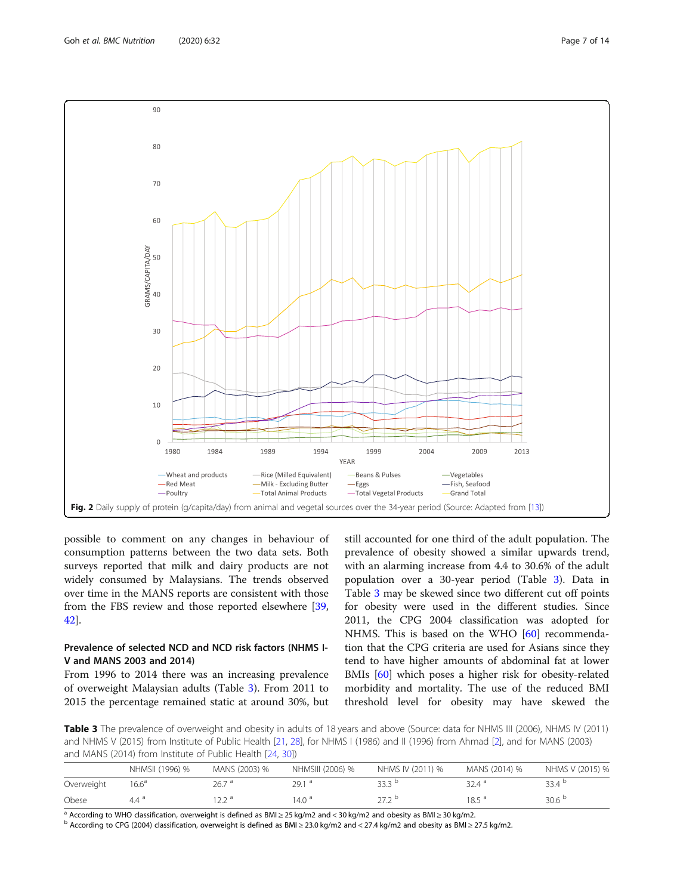Fig. 2 Daily supply of protein (g/capita/day) from animal and vegetal sources over the 34-year period (Source: Adapted from [13])

possible to comment on any changes in behaviour of consumption patterns between the two data sets. Both surveys reported that milk and dairy products are not widely consumed by Malaysians. The trends observed over time in the MANS reports are consistent with those from the FBS review and those reported elsewhere [39, 42].

### Prevalence of selected NCD and NCD risk factors (NHMS I-V and MANS 2003 and 2014)

From 1996 to 2014 there was an increasing prevalence of overweight Malaysian adults (Table 3). From 2011 to 2015 the percentage remained static at around 30%, but still accounted for one third of the adult population. The prevalence of obesity showed a similar upwards trend, with an alarming increase from 4.4 to 30.6% of the adult population over a 30-year period (Table 3). Data in Table 3 may be skewed since two different cut off points for obesity were used in the different studies. Since 2011, the CPG 2004 classification was adopted for NHMS. This is based on the WHO [60] recommendation that the CPG criteria are used for Asians since they tend to have higher amounts of abdominal fat at lower BMIs [60] which poses a higher risk for obesity-related morbidity and mortality. The use of the reduced BMI threshold level for obesity may have skewed the

**Table 3** The prevalence of overweight and obesity in adults of 18 years and above (Source: data for NHMS III (2006), NHMS IV (2011) and NHMS V (2015) from Institute of Public Health [21, 28], for NHMS I (1986) and II (1996) from Ahmad [2], and for MANS (2003) and MANS (2014) from Institute of Public Health [24, 30])

| | NHMSII (1996) % | MANS (2003) % | NHMSIII (2006) % | NHMS IV (2011) % | MANS (2014) % | NHMS V (2015) % |
|---|---|---|---|---|---|---|
| Overweight | 16.6[a] | 26.7 [a] | 29.1 [a] | 33.3 [b] | 32.4 [a] | 33.4 [b] |
| Obese | 4.4 [a] | 12.2 [a] | 14.0 [a] | 27.2 [b] | 18.5 [a] | 30.6 [b] |

[a] According to WHO classification, overweight is defined as BMI ≥ 25 kg/m2 and < 30 kg/m2 and obesity as BMI ≥ 30 kg/m2.
[b] According to CPG (2004) classification, overweight is defined as BMI ≥ 23.0 kg/m2 and < 27.4 kg/m2 and obesity as BMI ≥ 27.5 kg/m2.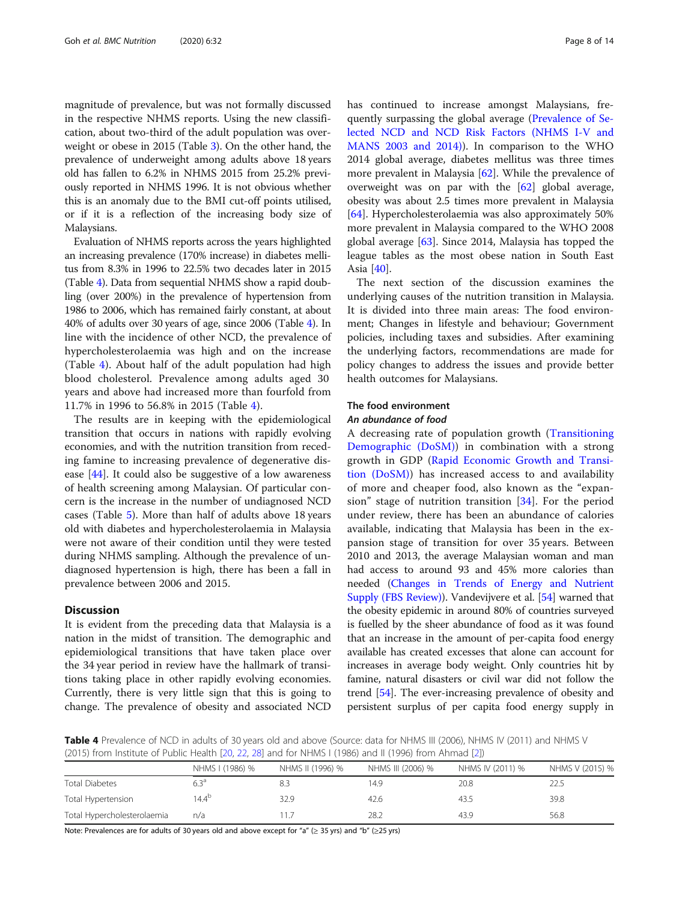magnitude of prevalence, but was not formally discussed in the respective NHMS reports. Using the new classification, about two-third of the adult population was overweight or obese in 2015 (Table 3). On the other hand, the prevalence of underweight among adults above 18 years old has fallen to 6.2% in NHMS 2015 from 25.2% previously reported in NHMS 1996. It is not obvious whether this is an anomaly due to the BMI cut-off points utilised, or if it is a reflection of the increasing body size of Malaysians.

Evaluation of NHMS reports across the years highlighted an increasing prevalence (170% increase) in diabetes mellitus from 8.3% in 1996 to 22.5% two decades later in 2015 (Table 4). Data from sequential NHMS show a rapid doubling (over 200%) in the prevalence of hypertension from 1986 to 2006, which has remained fairly constant, at about 40% of adults over 30 years of age, since 2006 (Table 4). In line with the incidence of other NCD, the prevalence of hypercholesterolaemia was high and on the increase (Table 4). About half of the adult population had high blood cholesterol. Prevalence among adults aged 30 years and above had increased more than fourfold from 11.7% in 1996 to 56.8% in 2015 (Table 4).

The results are in keeping with the epidemiological transition that occurs in nations with rapidly evolving economies, and with the nutrition transition from receding famine to increasing prevalence of degenerative disease [44]. It could also be suggestive of a low awareness of health screening among Malaysian. Of particular concern is the increase in the number of undiagnosed NCD cases (Table 5). More than half of adults above 18 years old with diabetes and hypercholesterolaemia in Malaysia were not aware of their condition until they were tested during NHMS sampling. Although the prevalence of undiagnosed hypertension is high, there has been a fall in prevalence between 2006 and 2015.

## Discussion

It is evident from the preceding data that Malaysia is a nation in the midst of transition. The demographic and epidemiological transitions that have taken place over the 34 year period in review have the hallmark of transitions taking place in other rapidly evolving economies. Currently, there is very little sign that this is going to change. The prevalence of obesity and associated NCD has continued to increase amongst Malaysians, frequently surpassing the global average (Prevalence of Selected NCD and NCD Risk Factors (NHMS I-V and MANS 2003 and 2014)). In comparison to the WHO 2014 global average, diabetes mellitus was three times more prevalent in Malaysia [62]. While the prevalence of overweight was on par with the [62] global average, obesity was about 2.5 times more prevalent in Malaysia [64]. Hypercholesterolaemia was also approximately 50% more prevalent in Malaysia compared to the WHO 2008 global average [63]. Since 2014, Malaysia has topped the league tables as the most obese nation in South East Asia [40].

The next section of the discussion examines the underlying causes of the nutrition transition in Malaysia. It is divided into three main areas: The food environment; Changes in lifestyle and behaviour; Government policies, including taxes and subsidies. After examining the underlying factors, recommendations are made for policy changes to address the issues and provide better health outcomes for Malaysians.

### The food environment

#### *An abundance of food*

A decreasing rate of population growth (Transitioning Demographic (DoSM)) in combination with a strong growth in GDP (Rapid Economic Growth and Transition (DoSM)) has increased access to and availability of more and cheaper food, also known as the "expansion" stage of nutrition transition [34]. For the period under review, there has been an abundance of calories available, indicating that Malaysia has been in the expansion stage of transition for over 35 years. Between 2010 and 2013, the average Malaysian woman and man had access to around 93 and 45% more calories than needed (Changes in Trends of Energy and Nutrient Supply (FBS Review)). Vandevijvere et al. [54] warned that the obesity epidemic in around 80% of countries surveyed is fuelled by the sheer abundance of food as it was found that an increase in the amount of per-capita food energy available has created excesses that alone can account for increases in average body weight. Only countries hit by famine, natural disasters or civil war did not follow the trend [54]. The ever-increasing prevalence of obesity and persistent surplus of per capita food energy supply in

**Table 4** Prevalence of NCD in adults of 30 years old and above (Source: data for NHMS III (2006), NHMS IV (2011) and NHMS V (2015) from Institute of Public Health [20, 22, 28] and for NHMS I (1986) and II (1996) from Ahmad [2])

| | NHMS I (1986) % | NHMS II (1996) % | NHMS III (2006) % | NHMS IV (2011) % | NHMS V (2015) % |
|---|---|---|---|---|---|
| Total Diabetes | 6.3[a] | 8.3 | 14.9 | 20.8 | 22.5 |
| Total Hypertension | 14.4[b] | 32.9 | 42.6 | 43.5 | 39.8 |
| Total Hypercholesterolaemia | n/a | 11.7 | 28.2 | 43.9 | 56.8 |

Note: Prevalences are for adults of 30 years old and above except for "a" (≥ 35 yrs) and "b" (≥25 yrs)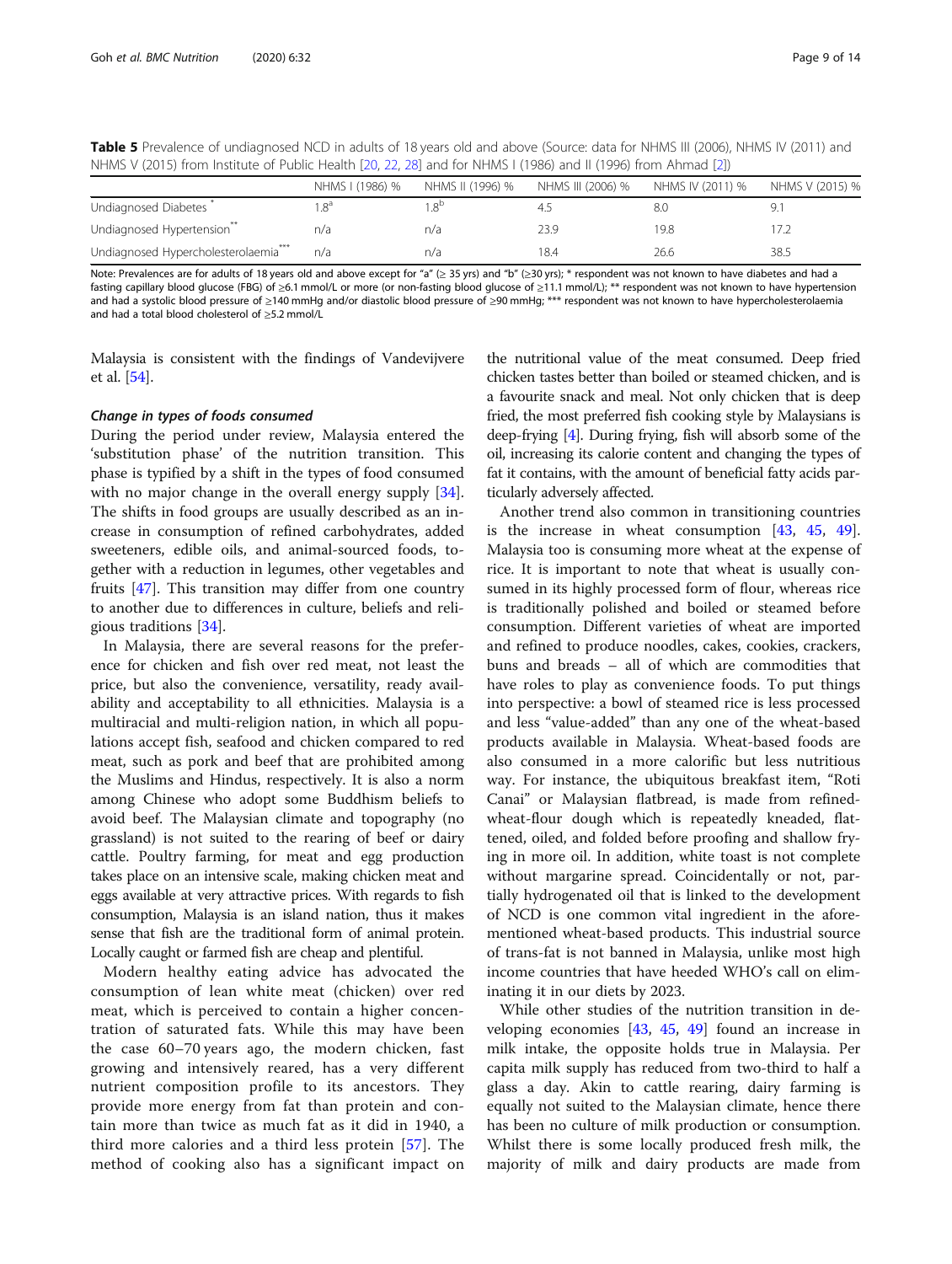**Table 5** Prevalence of undiagnosed NCD in adults of 18 years old and above (Source: data for NHMS III (2006), NHMS IV (2011) and NHMS V (2015) from Institute of Public Health [20, 22, 28] and for NHMS I (1986) and II (1996) from Ahmad [2])

| | NHMS I (1986) % | NHMS II (1996) % | NHMS III (2006) % | NHMS IV (2011) % | NHMS V (2015) % |
|---|---|---|---|---|---|
| Undiagnosed Diabetes * | 1.8[a] | 1.8[b] | 4.5 | 8.0 | 9.1 |
| Undiagnosed Hypertension** | n/a | n/a | 23.9 | 19.8 | 17.2 |
| Undiagnosed Hypercholesterolaemia*** | n/a | n/a | 18.4 | 26.6 | 38.5 |

Note: Prevalences are for adults of 18 years old and above except for "a" (≥ 35 yrs) and "b" (≥30 yrs); * respondent was not known to have diabetes and had a fasting capillary blood glucose (FBG) of ≥6.1 mmol/L or more (or non-fasting blood glucose of ≥11.1 mmol/L); ** respondent was not known to have hypertension and had a systolic blood pressure of ≥140 mmHg and/or diastolic blood pressure of ≥90 mmHg; *** respondent was not known to have hypercholesterolaemia and had a total blood cholesterol of ≥5.2 mmol/L

Malaysia is consistent with the findings of Vandevijvere et al. [54].

#### *Change in types of foods consumed*

During the period under review, Malaysia entered the 'substitution phase' of the nutrition transition. This phase is typified by a shift in the types of food consumed with no major change in the overall energy supply [34]. The shifts in food groups are usually described as an increase in consumption of refined carbohydrates, added sweeteners, edible oils, and animal-sourced foods, together with a reduction in legumes, other vegetables and fruits [47]. This transition may differ from one country to another due to differences in culture, beliefs and religious traditions [34].

In Malaysia, there are several reasons for the preference for chicken and fish over red meat, not least the price, but also the convenience, versatility, ready availability and acceptability to all ethnicities. Malaysia is a multiracial and multi-religion nation, in which all populations accept fish, seafood and chicken compared to red meat, such as pork and beef that are prohibited among the Muslims and Hindus, respectively. It is also a norm among Chinese who adopt some Buddhism beliefs to avoid beef. The Malaysian climate and topography (no grassland) is not suited to the rearing of beef or dairy cattle. Poultry farming, for meat and egg production takes place on an intensive scale, making chicken meat and eggs available at very attractive prices. With regards to fish consumption, Malaysia is an island nation, thus it makes sense that fish are the traditional form of animal protein. Locally caught or farmed fish are cheap and plentiful.

Modern healthy eating advice has advocated the consumption of lean white meat (chicken) over red meat, which is perceived to contain a higher concentration of saturated fats. While this may have been the case 60–70 years ago, the modern chicken, fast growing and intensively reared, has a very different nutrient composition profile to its ancestors. They provide more energy from fat than protein and contain more than twice as much fat as it did in 1940, a third more calories and a third less protein [57]. The method of cooking also has a significant impact on the nutritional value of the meat consumed. Deep fried chicken tastes better than boiled or steamed chicken, and is a favourite snack and meal. Not only chicken that is deep fried, the most preferred fish cooking style by Malaysians is deep-frying [4]. During frying, fish will absorb some of the oil, increasing its calorie content and changing the types of fat it contains, with the amount of beneficial fatty acids particularly adversely affected.

Another trend also common in transitioning countries is the increase in wheat consumption [43, 45, 49]. Malaysia too is consuming more wheat at the expense of rice. It is important to note that wheat is usually consumed in its highly processed form of flour, whereas rice is traditionally polished and boiled or steamed before consumption. Different varieties of wheat are imported and refined to produce noodles, cakes, cookies, crackers, buns and breads – all of which are commodities that have roles to play as convenience foods. To put things into perspective: a bowl of steamed rice is less processed and less "value-added" than any one of the wheat-based products available in Malaysia. Wheat-based foods are also consumed in a more calorific but less nutritious way. For instance, the ubiquitous breakfast item, "Roti Canai" or Malaysian flatbread, is made from refined-wheat-flour dough which is repeatedly kneaded, flattened, oiled, and folded before proofing and shallow frying in more oil. In addition, white toast is not complete without margarine spread. Coincidentally or not, partially hydrogenated oil that is linked to the development of NCD is one common vital ingredient in the aforementioned wheat-based products. This industrial source of trans-fat is not banned in Malaysia, unlike most high income countries that have heeded WHO's call on eliminating it in our diets by 2023.

While other studies of the nutrition transition in developing economies [43, 45, 49] found an increase in milk intake, the opposite holds true in Malaysia. Per capita milk supply has reduced from two-third to half a glass a day. Akin to cattle rearing, dairy farming is equally not suited to the Malaysian climate, hence there has been no culture of milk production or consumption. Whilst there is some locally produced fresh milk, the majority of milk and dairy products are made from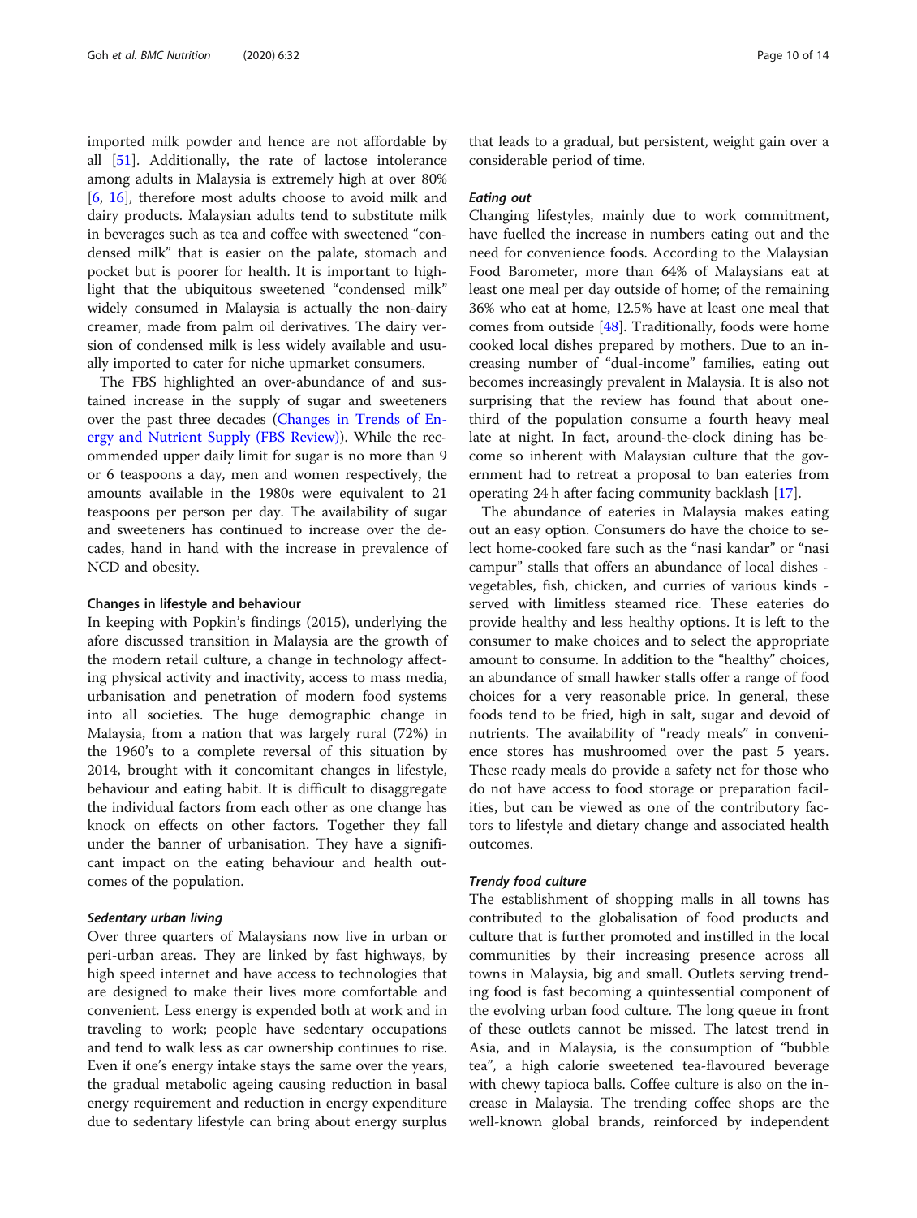imported milk powder and hence are not affordable by all [51]. Additionally, the rate of lactose intolerance among adults in Malaysia is extremely high at over 80% [6, 16], therefore most adults choose to avoid milk and dairy products. Malaysian adults tend to substitute milk in beverages such as tea and coffee with sweetened "condensed milk" that is easier on the palate, stomach and pocket but is poorer for health. It is important to highlight that the ubiquitous sweetened "condensed milk" widely consumed in Malaysia is actually the non-dairy creamer, made from palm oil derivatives. The dairy version of condensed milk is less widely available and usually imported to cater for niche upmarket consumers.

The FBS highlighted an over-abundance of and sustained increase in the supply of sugar and sweeteners over the past three decades (Changes in Trends of Energy and Nutrient Supply (FBS Review)). While the recommended upper daily limit for sugar is no more than 9 or 6 teaspoons a day, men and women respectively, the amounts available in the 1980s were equivalent to 21 teaspoons per person per day. The availability of sugar and sweeteners has continued to increase over the decades, hand in hand with the increase in prevalence of NCD and obesity.

### Changes in lifestyle and behaviour

In keeping with Popkin's findings (2015), underlying the afore discussed transition in Malaysia are the growth of the modern retail culture, a change in technology affecting physical activity and inactivity, access to mass media, urbanisation and penetration of modern food systems into all societies. The huge demographic change in Malaysia, from a nation that was largely rural (72%) in the 1960's to a complete reversal of this situation by 2014, brought with it concomitant changes in lifestyle, behaviour and eating habit. It is difficult to disaggregate the individual factors from each other as one change has knock on effects on other factors. Together they fall under the banner of urbanisation. They have a significant impact on the eating behaviour and health outcomes of the population.

#### *Sedentary urban living*

Over three quarters of Malaysians now live in urban or peri-urban areas. They are linked by fast highways, by high speed internet and have access to technologies that are designed to make their lives more comfortable and convenient. Less energy is expended both at work and in traveling to work; people have sedentary occupations and tend to walk less as car ownership continues to rise. Even if one's energy intake stays the same over the years, the gradual metabolic ageing causing reduction in basal energy requirement and reduction in energy expenditure due to sedentary lifestyle can bring about energy surplus that leads to a gradual, but persistent, weight gain over a considerable period of time.

#### *Eating out*

Changing lifestyles, mainly due to work commitment, have fuelled the increase in numbers eating out and the need for convenience foods. According to the Malaysian Food Barometer, more than 64% of Malaysians eat at least one meal per day outside of home; of the remaining 36% who eat at home, 12.5% have at least one meal that comes from outside [48]. Traditionally, foods were home cooked local dishes prepared by mothers. Due to an increasing number of "dual-income" families, eating out becomes increasingly prevalent in Malaysia. It is also not surprising that the review has found that about one-third of the population consume a fourth heavy meal late at night. In fact, around-the-clock dining has become so inherent with Malaysian culture that the government had to retreat a proposal to ban eateries from operating 24 h after facing community backlash [17].

The abundance of eateries in Malaysia makes eating out an easy option. Consumers do have the choice to select home-cooked fare such as the "nasi kandar" or "nasi campur" stalls that offers an abundance of local dishes - vegetables, fish, chicken, and curries of various kinds - served with limitless steamed rice. These eateries do provide healthy and less healthy options. It is left to the consumer to make choices and to select the appropriate amount to consume. In addition to the "healthy" choices, an abundance of small hawker stalls offer a range of food choices for a very reasonable price. In general, these foods tend to be fried, high in salt, sugar and devoid of nutrients. The availability of "ready meals" in convenience stores has mushroomed over the past 5 years. These ready meals do provide a safety net for those who do not have access to food storage or preparation facilities, but can be viewed as one of the contributory factors to lifestyle and dietary change and associated health outcomes.

#### *Trendy food culture*

The establishment of shopping malls in all towns has contributed to the globalisation of food products and culture that is further promoted and instilled in the local communities by their increasing presence across all towns in Malaysia, big and small. Outlets serving trending food is fast becoming a quintessential component of the evolving urban food culture. The long queue in front of these outlets cannot be missed. The latest trend in Asia, and in Malaysia, is the consumption of "bubble tea", a high calorie sweetened tea-flavoured beverage with chewy tapioca balls. Coffee culture is also on the increase in Malaysia. The trending coffee shops are the well-known global brands, reinforced by independent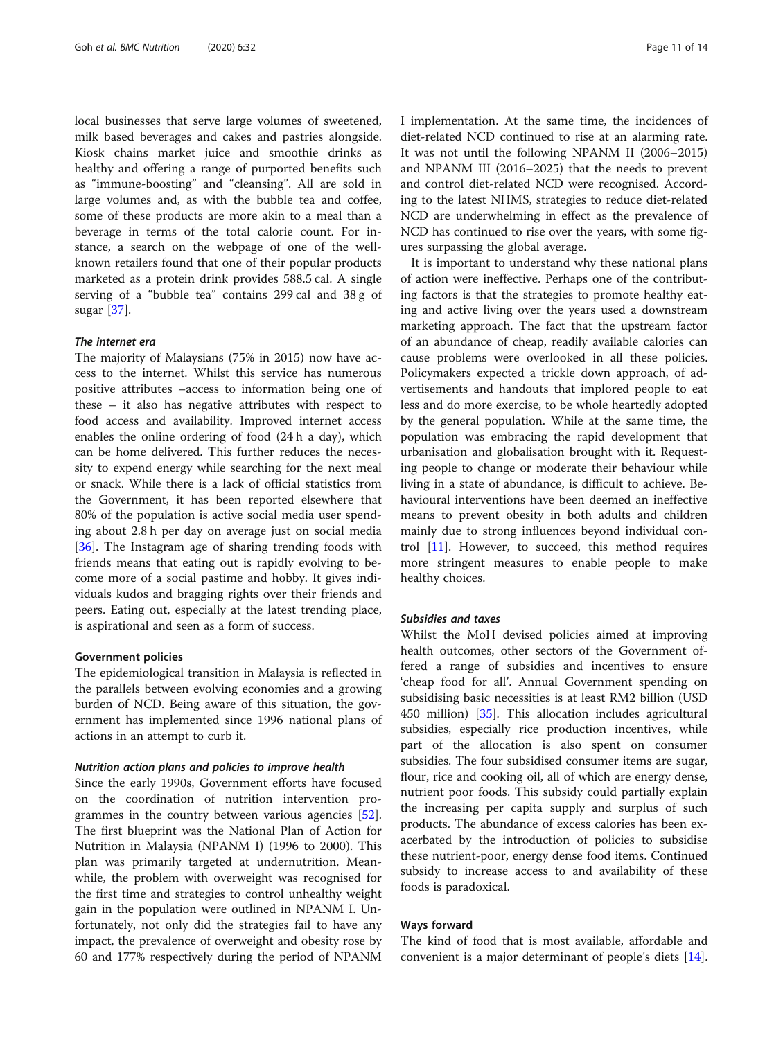local businesses that serve large volumes of sweetened, milk based beverages and cakes and pastries alongside. Kiosk chains market juice and smoothie drinks as healthy and offering a range of purported benefits such as "immune-boosting" and "cleansing". All are sold in large volumes and, as with the bubble tea and coffee, some of these products are more akin to a meal than a beverage in terms of the total calorie count. For instance, a search on the webpage of one of the well-known retailers found that one of their popular products marketed as a protein drink provides 588.5 cal. A single serving of a "bubble tea" contains 299 cal and 38 g of sugar [37].

#### *The internet era*

The majority of Malaysians (75% in 2015) now have access to the internet. Whilst this service has numerous positive attributes –access to information being one of these – it also has negative attributes with respect to food access and availability. Improved internet access enables the online ordering of food (24 h a day), which can be home delivered. This further reduces the necessity to expend energy while searching for the next meal or snack. While there is a lack of official statistics from the Government, it has been reported elsewhere that 80% of the population is active social media user spending about 2.8 h per day on average just on social media [36]. The Instagram age of sharing trending foods with friends means that eating out is rapidly evolving to become more of a social pastime and hobby. It gives individuals kudos and bragging rights over their friends and peers. Eating out, especially at the latest trending place, is aspirational and seen as a form of success.

### Government policies

The epidemiological transition in Malaysia is reflected in the parallels between evolving economies and a growing burden of NCD. Being aware of this situation, the government has implemented since 1996 national plans of actions in an attempt to curb it.

#### *Nutrition action plans and policies to improve health*

Since the early 1990s, Government efforts have focused on the coordination of nutrition intervention programmes in the country between various agencies [52]. The first blueprint was the National Plan of Action for Nutrition in Malaysia (NPANM I) (1996 to 2000). This plan was primarily targeted at undernutrition. Meanwhile, the problem with overweight was recognised for the first time and strategies to control unhealthy weight gain in the population were outlined in NPANM I. Unfortunately, not only did the strategies fail to have any impact, the prevalence of overweight and obesity rose by 60 and 177% respectively during the period of NPANM I implementation. At the same time, the incidences of diet-related NCD continued to rise at an alarming rate. It was not until the following NPANM II (2006–2015) and NPANM III (2016–2025) that the needs to prevent and control diet-related NCD were recognised. According to the latest NHMS, strategies to reduce diet-related NCD are underwhelming in effect as the prevalence of NCD has continued to rise over the years, with some figures surpassing the global average.

It is important to understand why these national plans of action were ineffective. Perhaps one of the contributing factors is that the strategies to promote healthy eating and active living over the years used a downstream marketing approach. The fact that the upstream factor of an abundance of cheap, readily available calories can cause problems were overlooked in all these policies. Policymakers expected a trickle down approach, of advertisements and handouts that implored people to eat less and do more exercise, to be whole heartedly adopted by the general population. While at the same time, the population was embracing the rapid development that urbanisation and globalisation brought with it. Requesting people to change or moderate their behaviour while living in a state of abundance, is difficult to achieve. Behavioural interventions have been deemed an ineffective means to prevent obesity in both adults and children mainly due to strong influences beyond individual control [11]. However, to succeed, this method requires more stringent measures to enable people to make healthy choices.

#### *Subsidies and taxes*

Whilst the MoH devised policies aimed at improving health outcomes, other sectors of the Government offered a range of subsidies and incentives to ensure 'cheap food for all'. Annual Government spending on subsidising basic necessities is at least RM2 billion (USD 450 million) [35]. This allocation includes agricultural subsidies, especially rice production incentives, while part of the allocation is also spent on consumer subsidies. The four subsidised consumer items are sugar, flour, rice and cooking oil, all of which are energy dense, nutrient poor foods. This subsidy could partially explain the increasing per capita supply and surplus of such products. The abundance of excess calories has been exacerbated by the introduction of policies to subsidise these nutrient-poor, energy dense food items. Continued subsidy to increase access to and availability of these foods is paradoxical.

### Ways forward

The kind of food that is most available, affordable and convenient is a major determinant of people's diets [14].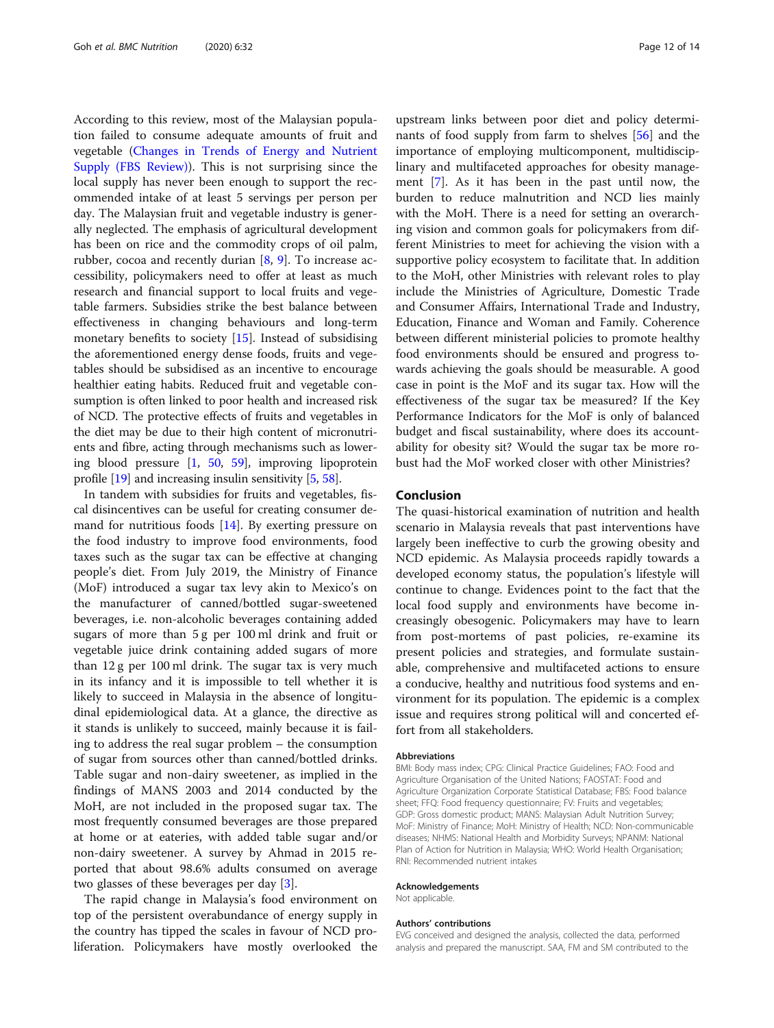According to this review, most of the Malaysian population failed to consume adequate amounts of fruit and vegetable (Changes in Trends of Energy and Nutrient Supply (FBS Review)). This is not surprising since the local supply has never been enough to support the recommended intake of at least 5 servings per person per day. The Malaysian fruit and vegetable industry is generally neglected. The emphasis of agricultural development has been on rice and the commodity crops of oil palm, rubber, cocoa and recently durian [8, 9]. To increase accessibility, policymakers need to offer at least as much research and financial support to local fruits and vegetable farmers. Subsidies strike the best balance between effectiveness in changing behaviours and long-term monetary benefits to society [15]. Instead of subsidising the aforementioned energy dense foods, fruits and vegetables should be subsidised as an incentive to encourage healthier eating habits. Reduced fruit and vegetable consumption is often linked to poor health and increased risk of NCD. The protective effects of fruits and vegetables in the diet may be due to their high content of micronutrients and fibre, acting through mechanisms such as lowering blood pressure [1, 50, 59], improving lipoprotein profile [19] and increasing insulin sensitivity [5, 58].

In tandem with subsidies for fruits and vegetables, fiscal disincentives can be useful for creating consumer demand for nutritious foods [14]. By exerting pressure on the food industry to improve food environments, food taxes such as the sugar tax can be effective at changing people's diet. From July 2019, the Ministry of Finance (MoF) introduced a sugar tax levy akin to Mexico's on the manufacturer of canned/bottled sugar-sweetened beverages, i.e. non-alcoholic beverages containing added sugars of more than 5 g per 100 ml drink and fruit or vegetable juice drink containing added sugars of more than 12 g per 100 ml drink. The sugar tax is very much in its infancy and it is impossible to tell whether it is likely to succeed in Malaysia in the absence of longitudinal epidemiological data. At a glance, the directive as it stands is unlikely to succeed, mainly because it is failing to address the real sugar problem – the consumption of sugar from sources other than canned/bottled drinks. Table sugar and non-dairy sweetener, as implied in the findings of MANS 2003 and 2014 conducted by the MoH, are not included in the proposed sugar tax. The most frequently consumed beverages are those prepared at home or at eateries, with added table sugar and/or non-dairy sweetener. A survey by Ahmad in 2015 reported that about 98.6% adults consumed on average two glasses of these beverages per day [3].

The rapid change in Malaysia's food environment on top of the persistent overabundance of energy supply in the country has tipped the scales in favour of NCD proliferation. Policymakers have mostly overlooked the upstream links between poor diet and policy determinants of food supply from farm to shelves [56] and the importance of employing multicomponent, multidisciplinary and multifaceted approaches for obesity management [7]. As it has been in the past until now, the burden to reduce malnutrition and NCD lies mainly with the MoH. There is a need for setting an overarching vision and common goals for policymakers from different Ministries to meet for achieving the vision with a supportive policy ecosystem to facilitate that. In addition to the MoH, other Ministries with relevant roles to play include the Ministries of Agriculture, Domestic Trade and Consumer Affairs, International Trade and Industry, Education, Finance and Woman and Family. Coherence between different ministerial policies to promote healthy food environments should be ensured and progress towards achieving the goals should be measurable. A good case in point is the MoF and its sugar tax. How will the effectiveness of the sugar tax be measured? If the Key Performance Indicators for the MoF is only of balanced budget and fiscal sustainability, where does its accountability for obesity sit? Would the sugar tax be more robust had the MoF worked closer with other Ministries?

## Conclusion

The quasi-historical examination of nutrition and health scenario in Malaysia reveals that past interventions have largely been ineffective to curb the growing obesity and NCD epidemic. As Malaysia proceeds rapidly towards a developed economy status, the population's lifestyle will continue to change. Evidences point to the fact that the local food supply and environments have become increasingly obesogenic. Policymakers may have to learn from post-mortems of past policies, re-examine its present policies and strategies, and formulate sustainable, comprehensive and multifaceted actions to ensure a conducive, healthy and nutritious food systems and environment for its population. The epidemic is a complex issue and requires strong political will and concerted effort from all stakeholders.

### Abbreviations

BMI: Body mass index; CPG: Clinical Practice Guidelines; FAO: Food and Agriculture Organisation of the United Nations; FAOSTAT: Food and Agriculture Organization Corporate Statistical Database; FBS: Food balance sheet; FFQ: Food frequency questionnaire; FV: Fruits and vegetables; GDP: Gross domestic product; MANS: Malaysian Adult Nutrition Survey; MoF: Ministry of Finance; MoH: Ministry of Health; NCD: Non-communicable diseases; NHMS: National Health and Morbidity Surveys; NPANM: National Plan of Action for Nutrition in Malaysia; WHO: World Health Organisation; RNI: Recommended nutrient intakes

### Acknowledgements

Not applicable.

### Authors' contributions

EVG conceived and designed the analysis, collected the data, performed analysis and prepared the manuscript. SAA, FM and SM contributed to the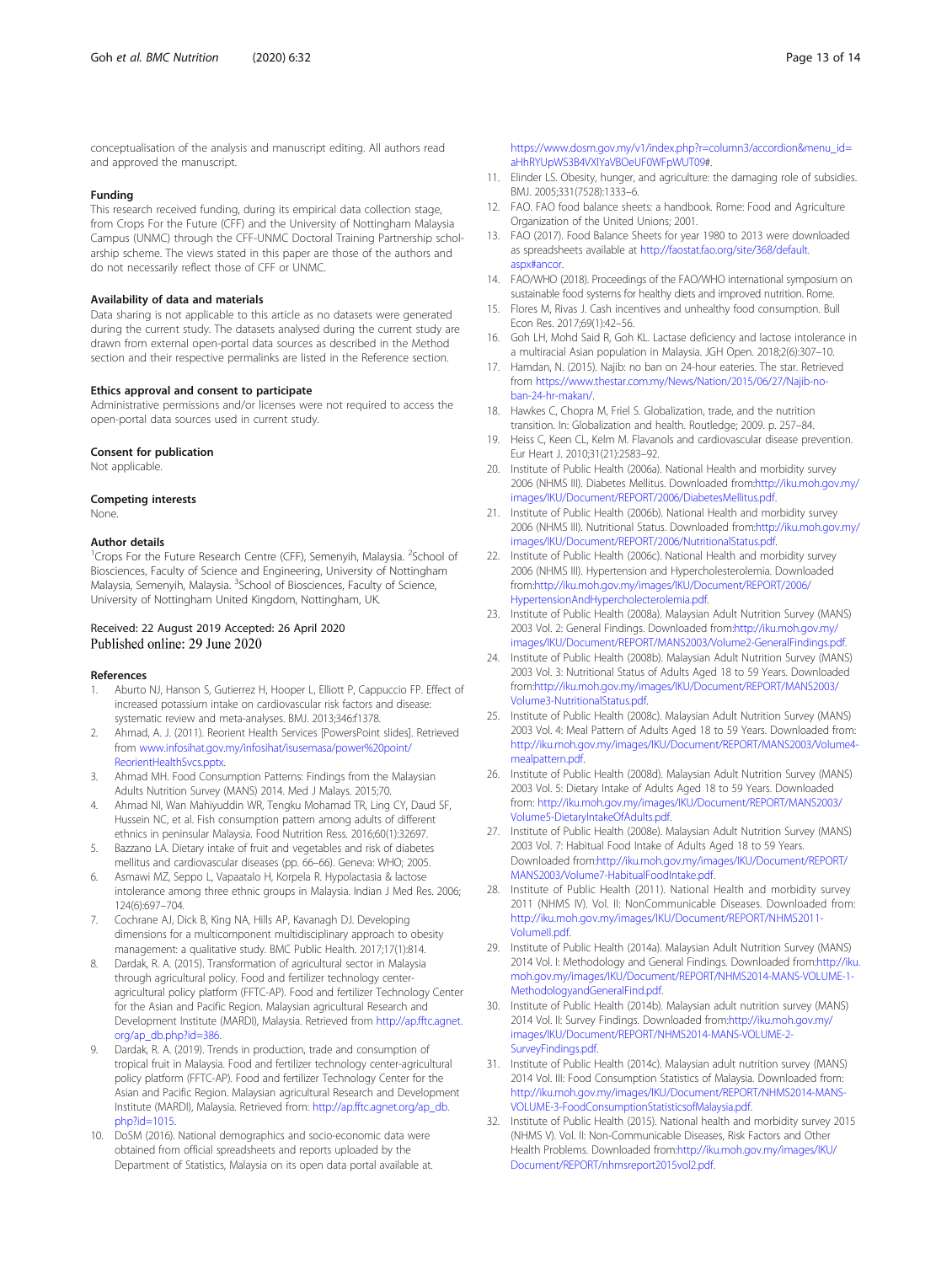conceptualisation of the analysis and manuscript editing. All authors read and approved the manuscript.

### Funding

This research received funding, during its empirical data collection stage, from Crops For the Future (CFF) and the University of Nottingham Malaysia Campus (UNMC) through the CFF-UNMC Doctoral Training Partnership scholarship scheme. The views stated in this paper are those of the authors and do not necessarily reflect those of CFF or UNMC.

### Availability of data and materials

Data sharing is not applicable to this article as no datasets were generated during the current study. The datasets analysed during the current study are drawn from external open-portal data sources as described in the Method section and their respective permalinks are listed in the Reference section.

### Ethics approval and consent to participate

Administrative permissions and/or licenses were not required to access the open-portal data sources used in current study.

### Consent for publication

Not applicable.

### Competing interests

None.

### Author details

[1]Crops For the Future Research Centre (CFF), Semenyih, Malaysia. [2]School of Biosciences, Faculty of Science and Engineering, University of Nottingham Malaysia, Semenyih, Malaysia. [3]School of Biosciences, Faculty of Science, University of Nottingham United Kingdom, Nottingham, UK.

Received: 22 August 2019 Accepted: 26 April 2020
Published online: 29 June 2020

### References

1. Aburto NJ, Hanson S, Gutierrez H, Hooper L, Elliott P, Cappuccio FP. Effect of increased potassium intake on cardiovascular risk factors and disease: systematic review and meta-analyses. BMJ. 2013;346:f1378.
2. Ahmad, A. J. (2011). Reorient Health Services [PowersPoint slides]. Retrieved from www.infosihat.gov.my/infosihat/isusemasa/power%20point/ReorientHealthSvcs.pptx.
3. Ahmad MH. Food Consumption Patterns: Findings from the Malaysian Adults Nutrition Survey (MANS) 2014. Med J Malays. 2015;70.
4. Ahmad NI, Wan Mahiyuddin WR, Tengku Mohamad TR, Ling CY, Daud SF, Hussein NC, et al. Fish consumption pattern among adults of different ethnics in peninsular Malaysia. Food Nutrition Ress. 2016;60(1):32697.
5. Bazzano LA. Dietary intake of fruit and vegetables and risk of diabetes mellitus and cardiovascular diseases (pp. 66–66). Geneva: WHO; 2005.
6. Asmawi MZ, Seppo L, Vapaatalo H, Korpela R. Hypolactasia & lactose intolerance among three ethnic groups in Malaysia. Indian J Med Res. 2006; 124(6):697–704.
7. Cochrane AJ, Dick B, King NA, Hills AP, Kavanagh DJ. Developing dimensions for a multicomponent multidisciplinary approach to obesity management: a qualitative study. BMC Public Health. 2017;17(1):814.
8. Dardak, R. A. (2015). Transformation of agricultural sector in Malaysia through agricultural policy. Food and fertilizer technology center-agricultural policy platform (FFTC-AP). Food and fertilizer Technology Center for the Asian and Pacific Region. Malaysian agricultural Research and Development Institute (MARDI), Malaysia. Retrieved from http://ap.fftc.agnet.org/ap_db.php?id=386.
9. Dardak, R. A. (2019). Trends in production, trade and consumption of tropical fruit in Malaysia. Food and fertilizer technology center-agricultural policy platform (FFTC-AP). Food and fertilizer Technology Center for the Asian and Pacific Region. Malaysian agricultural Research and Development Institute (MARDI), Malaysia. Retrieved from: http://ap.fftc.agnet.org/ap_db.php?id=1015.
10. DoSM (2016). National demographics and socio-economic data were obtained from official spreadsheets and reports uploaded by the Department of Statistics, Malaysia on its open data portal available at. https://www.dosm.gov.my/v1/index.php?r=column3/accordion&menu_id=aHhRYUpWS3B4VXlYaVBOeUF0WFpWUT09#.
11. Elinder LS. Obesity, hunger, and agriculture: the damaging role of subsidies. BMJ. 2005;331(7528):1333–6.
12. FAO. FAO food balance sheets: a handbook. Rome: Food and Agriculture Organization of the United Unions; 2001.
13. FAO (2017). Food Balance Sheets for year 1980 to 2013 were downloaded as spreadsheets available at http://faostat.fao.org/site/368/default.aspx#ancor.
14. FAO/WHO (2018). Proceedings of the FAO/WHO international symposium on sustainable food systems for healthy diets and improved nutrition. Rome.
15. Flores M, Rivas J. Cash incentives and unhealthy food consumption. Bull Econ Res. 2017;69(1):42–56.
16. Goh LH, Mohd Said R, Goh KL. Lactase deficiency and lactose intolerance in a multiracial Asian population in Malaysia. JGH Open. 2018;2(6):307–10.
17. Hamdan, N. (2015). Najib: no ban on 24-hour eateries. The star. Retrieved from https://www.thestar.com.my/News/Nation/2015/06/27/Najib-no-ban-24-hr-makan/.
18. Hawkes C, Chopra M, Friel S. Globalization, trade, and the nutrition transition. In: Globalization and health. Routledge; 2009. p. 257–84.
19. Heiss C, Keen CL, Kelm M. Flavanols and cardiovascular disease prevention. Eur Heart J. 2010;31(21):2583–92.
20. Institute of Public Health (2006a). National Health and morbidity survey 2006 (NHMS III). Diabetes Mellitus. Downloaded from:http://iku.moh.gov.my/images/IKU/Document/REPORT/2006/DiabetesMellitus.pdf.
21. Institute of Public Health (2006b). National Health and morbidity survey 2006 (NHMS III). Nutritional Status. Downloaded from:http://iku.moh.gov.my/images/IKU/Document/REPORT/2006/NutritionalStatus.pdf.
22. Institute of Public Health (2006c). National Health and morbidity survey 2006 (NHMS III). Hypertension and Hypercholesterolemia. Downloaded from:http://iku.moh.gov.my/images/IKU/Document/REPORT/2006/HypertensionAndHypercholecterolemia.pdf.
23. Institute of Public Health (2008a). Malaysian Adult Nutrition Survey (MANS) 2003 Vol. 2: General Findings. Downloaded from:http://iku.moh.gov.my/images/IKU/Document/REPORT/MANS2003/Volume2-GeneralFindings.pdf.
24. Institute of Public Health (2008b). Malaysian Adult Nutrition Survey (MANS) 2003 Vol. 3: Nutritional Status of Adults Aged 18 to 59 Years. Downloaded from:http://iku.moh.gov.my/images/IKU/Document/REPORT/MANS2003/Volume3-NutritionalStatus.pdf.
25. Institute of Public Health (2008c). Malaysian Adult Nutrition Survey (MANS) 2003 Vol. 4: Meal Pattern of Adults Aged 18 to 59 Years. Downloaded from: http://iku.moh.gov.my/images/IKU/Document/REPORT/MANS2003/Volume4-mealpattern.pdf.
26. Institute of Public Health (2008d). Malaysian Adult Nutrition Survey (MANS) 2003 Vol. 5: Dietary Intake of Adults Aged 18 to 59 Years. Downloaded from: http://iku.moh.gov.my/images/IKU/Document/REPORT/MANS2003/Volume5-DietaryIntakeOfAdults.pdf.
27. Institute of Public Health (2008e). Malaysian Adult Nutrition Survey (MANS) 2003 Vol. 7: Habitual Food Intake of Adults Aged 18 to 59 Years. Downloaded from:http://iku.moh.gov.my/images/IKU/Document/REPORT/MANS2003/Volume7-HabitualFoodIntake.pdf.
28. Institute of Public Health (2011). National Health and morbidity survey 2011 (NHMS IV). Vol. II: NonCommunicable Diseases. Downloaded from: http://iku.moh.gov.my/images/IKU/Document/REPORT/NHMS2011-VolumeII.pdf.
29. Institute of Public Health (2014a). Malaysian Adult Nutrition Survey (MANS) 2014 Vol. I: Methodology and General Findings. Downloaded from:http://iku.moh.gov.my/images/IKU/Document/REPORT/NHMS2014-MANS-VOLUME-1-MethodologyandGeneralFind.pdf.
30. Institute of Public Health (2014b). Malaysian adult nutrition survey (MANS) 2014 Vol. II: Survey Findings. Downloaded from:http://iku.moh.gov.my/images/IKU/Document/REPORT/NHMS2014-MANS-VOLUME-2-SurveyFindings.pdf.
31. Institute of Public Health (2014c). Malaysian adult nutrition survey (MANS) 2014 Vol. III: Food Consumption Statistics of Malaysia. Downloaded from: http://iku.moh.gov.my/images/IKU/Document/REPORT/NHMS2014-MANS-VOLUME-3-FoodConsumptionStatisticsofMalaysia.pdf.
32. Institute of Public Health (2015). National health and morbidity survey 2015 (NHMS V). Vol. II: Non-Communicable Diseases, Risk Factors and Other Health Problems. Downloaded from:http://iku.moh.gov.my/images/IKU/Document/REPORT/nhmsreport2015vol2.pdf.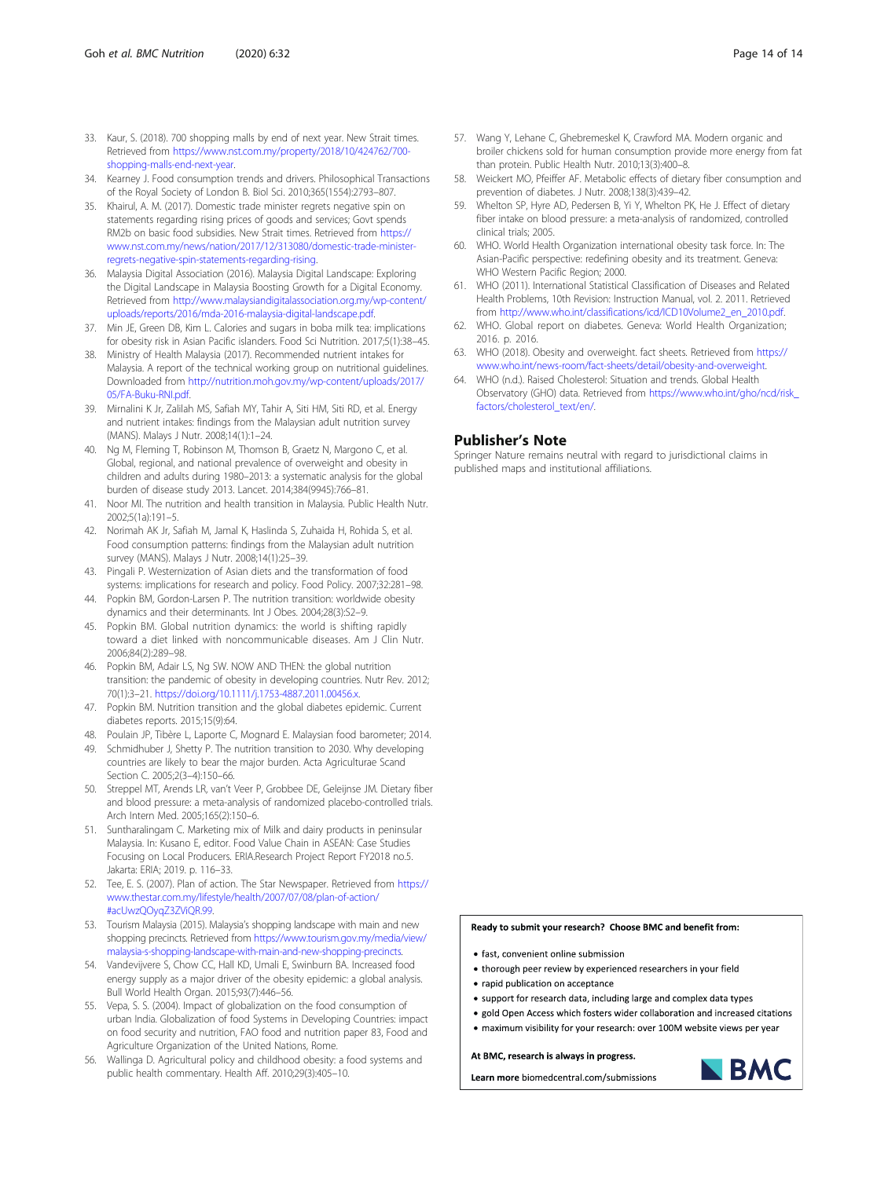33. Kaur, S. (2018). 700 shopping malls by end of next year. New Strait times. Retrieved from https://www.nst.com.my/property/2018/10/424762/700-shopping-malls-end-next-year.
34. Kearney J. Food consumption trends and drivers. Philosophical Transactions of the Royal Society of London B. Biol Sci. 2010;365(1554):2793–807.
35. Khairul, A. M. (2017). Domestic trade minister regrets negative spin on statements regarding rising prices of goods and services; Govt spends RM2b on basic food subsidies. New Strait times. Retrieved from https://www.nst.com.my/news/nation/2017/12/313080/domestic-trade-minister-regrets-negative-spin-statements-regarding-rising.
36. Malaysia Digital Association (2016). Malaysia Digital Landscape: Exploring the Digital Landscape in Malaysia Boosting Growth for a Digital Economy. Retrieved from http://www.malaysiandigitalassociation.org.my/wp-content/uploads/reports/2016/mda-2016-malaysia-digital-landscape.pdf.
37. Min JE, Green DB, Kim L. Calories and sugars in boba milk tea: implications for obesity risk in Asian Pacific islanders. Food Sci Nutrition. 2017;5(1):38–45.
38. Ministry of Health Malaysia (2017). Recommended nutrient intakes for Malaysia. A report of the technical working group on nutritional guidelines. Downloaded from http://nutrition.moh.gov.my/wp-content/uploads/2017/05/FA-Buku-RNI.pdf.
39. Mirnalini K Jr, Zalilah MS, Safiah MY, Tahir A, Siti HM, Siti RD, et al. Energy and nutrient intakes: findings from the Malaysian adult nutrition survey (MANS). Malays J Nutr. 2008;14(1):1–24.
40. Ng M, Fleming T, Robinson M, Thomson B, Graetz N, Margono C, et al. Global, regional, and national prevalence of overweight and obesity in children and adults during 1980–2013: a systematic analysis for the global burden of disease study 2013. Lancet. 2014;384(9945):766–81.
41. Noor MI. The nutrition and health transition in Malaysia. Public Health Nutr. 2002;5(1a):191–5.
42. Norimah AK Jr, Safiah M, Jamal K, Haslinda S, Zuhaida H, Rohida S, et al. Food consumption patterns: findings from the Malaysian adult nutrition survey (MANS). Malays J Nutr. 2008;14(1):25–39.
43. Pingali P. Westernization of Asian diets and the transformation of food systems: implications for research and policy. Food Policy. 2007;32:281–98.
44. Popkin BM, Gordon-Larsen P. The nutrition transition: worldwide obesity dynamics and their determinants. Int J Obes. 2004;28(3):S2–9.
45. Popkin BM. Global nutrition dynamics: the world is shifting rapidly toward a diet linked with noncommunicable diseases. Am J Clin Nutr. 2006;84(2):289–98.
46. Popkin BM, Adair LS, Ng SW. NOW AND THEN: the global nutrition transition: the pandemic of obesity in developing countries. Nutr Rev. 2012;70(1):3–21. https://doi.org/10.1111/j.1753-4887.2011.00456.x.
47. Popkin BM. Nutrition transition and the global diabetes epidemic. Current diabetes reports. 2015;15(9):64.
48. Poulain JP, Tibère L, Laporte C, Mognard E. Malaysian food barometer; 2014.
49. Schmidhuber J, Shetty P. The nutrition transition to 2030. Why developing countries are likely to bear the major burden. Acta Agriculturae Scand Section C. 2005;2(3–4):150–66.
50. Streppel MT, Arends LR, van't Veer P, Grobbee DE, Geleijnse JM. Dietary fiber and blood pressure: a meta-analysis of randomized placebo-controlled trials. Arch Intern Med. 2005;165(2):150–6.
51. Suntharalingam C. Marketing mix of Milk and dairy products in peninsular Malaysia. In: Kusano E, editor. Food Value Chain in ASEAN: Case Studies Focusing on Local Producers. ERIA.Research Project Report FY2018 no.5. Jakarta: ERIA; 2019. p. 116–33.
52. Tee, E. S. (2007). Plan of action. The Star Newspaper. Retrieved from https://www.thestar.com.my/lifestyle/health/2007/07/08/plan-of-action/#acUwzQOyqZ3ZViQR.99.
53. Tourism Malaysia (2015). Malaysia's shopping landscape with main and new shopping precincts. Retrieved from https://www.tourism.gov.my/media/view/malaysia-s-shopping-landscape-with-main-and-new-shopping-precincts.
54. Vandevijvere S, Chow CC, Hall KD, Umali E, Swinburn BA. Increased food energy supply as a major driver of the obesity epidemic: a global analysis. Bull World Health Organ. 2015;93(7):446–56.
55. Vepa, S. S. (2004). Impact of globalization on the food consumption of urban India. Globalization of food Systems in Developing Countries: impact on food security and nutrition, FAO food and nutrition paper 83, Food and Agriculture Organization of the United Nations, Rome.
56. Wallinga D. Agricultural policy and childhood obesity: a food systems and public health commentary. Health Aff. 2010;29(3):405–10.
57. Wang Y, Lehane C, Ghebremeskel K, Crawford MA. Modern organic and broiler chickens sold for human consumption provide more energy from fat than protein. Public Health Nutr. 2010;13(3):400–8.
58. Weickert MO, Pfeiffer AF. Metabolic effects of dietary fiber consumption and prevention of diabetes. J Nutr. 2008;138(3):439–42.
59. Whelton SP, Hyre AD, Pedersen B, Yi Y, Whelton PK, He J. Effect of dietary fiber intake on blood pressure: a meta-analysis of randomized, controlled clinical trials; 2005.
60. WHO. World Health Organization international obesity task force. In: The Asian-Pacific perspective: redefining obesity and its treatment. Geneva: WHO Western Pacific Region; 2000.
61. WHO (2011). International Statistical Classification of Diseases and Related Health Problems, 10th Revision: Instruction Manual, vol. 2. 2011. Retrieved from http://www.who.int/classifications/icd/ICD10Volume2_en_2010.pdf.
62. WHO. Global report on diabetes. Geneva: World Health Organization; 2016. p. 2016.
63. WHO (2018). Obesity and overweight. fact sheets. Retrieved from https://www.who.int/news-room/fact-sheets/detail/obesity-and-overweight.
64. WHO (n.d.). Raised Cholesterol: Situation and trends. Global Health Observatory (GHO) data. Retrieved from https://www.who.int/gho/ncd/risk_factors/cholesterol_text/en/.

## Publisher's Note

Springer Nature remains neutral with regard to jurisdictional claims in published maps and institutional affiliations.

**Ready to submit your research? Choose BMC and benefit from:**

- fast, convenient online submission
- thorough peer review by experienced researchers in your field
- rapid publication on acceptance
- support for research data, including large and complex data types
- gold Open Access which fosters wider collaboration and increased citations
- maximum visibility for your research: over 100M website views per year

**At BMC, research is always in progress.**

**Learn more** biomedcentral.com/submissions

BMC